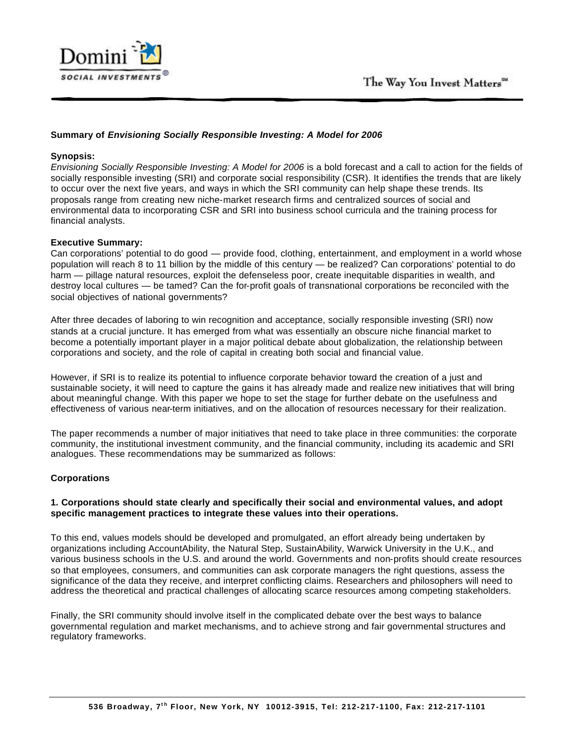**Summary of *Envisioning Socially Responsible Investing: A Model for 2006***

**Synopsis:**

*Envisioning Socially Responsible Investing: A Model for 2006* is a bold forecast and a call to action for the fields of socially responsible investing (SRI) and corporate social responsibility (CSR). It identifies the trends that are likely to occur over the next five years, and ways in which the SRI community can help shape these trends. Its proposals range from creating new niche-market research firms and centralized sources of social and environmental data to incorporating CSR and SRI into business school curricula and the training process for financial analysts.

**Executive Summary:**

Can corporations' potential to do good — provide food, clothing, entertainment, and employment in a world whose population will reach 8 to 11 billion by the middle of this century — be realized? Can corporations' potential to do harm — pillage natural resources, exploit the defenseless poor, create inequitable disparities in wealth, and destroy local cultures — be tamed? Can the for-profit goals of transnational corporations be reconciled with the social objectives of national governments?

After three decades of laboring to win recognition and acceptance, socially responsible investing (SRI) now stands at a crucial juncture. It has emerged from what was essentially an obscure niche financial market to become a potentially important player in a major political debate about globalization, the relationship between corporations and society, and the role of capital in creating both social and financial value.

However, if SRI is to realize its potential to influence corporate behavior toward the creation of a just and sustainable society, it will need to capture the gains it has already made and realize new initiatives that will bring about meaningful change. With this paper we hope to set the stage for further debate on the usefulness and effectiveness of various near-term initiatives, and on the allocation of resources necessary for their realization.

The paper recommends a number of major initiatives that need to take place in three communities: the corporate community, the institutional investment community, and the financial community, including its academic and SRI analogues. These recommendations may be summarized as follows:

**Corporations**

**1. Corporations should state clearly and specifically their social and environmental values, and adopt specific management practices to integrate these values into their operations.**

To this end, values models should be developed and promulgated, an effort already being undertaken by organizations including AccountAbility, the Natural Step, SustainAbility, Warwick University in the U.K., and various business schools in the U.S. and around the world. Governments and non-profits should create resources so that employees, consumers, and communities can ask corporate managers the right questions, assess the significance of the data they receive, and interpret conflicting claims. Researchers and philosophers will need to address the theoretical and practical challenges of allocating scarce resources among competing stakeholders.

Finally, the SRI community should involve itself in the complicated debate over the best ways to balance governmental regulation and market mechanisms, and to achieve strong and fair governmental structures and regulatory frameworks.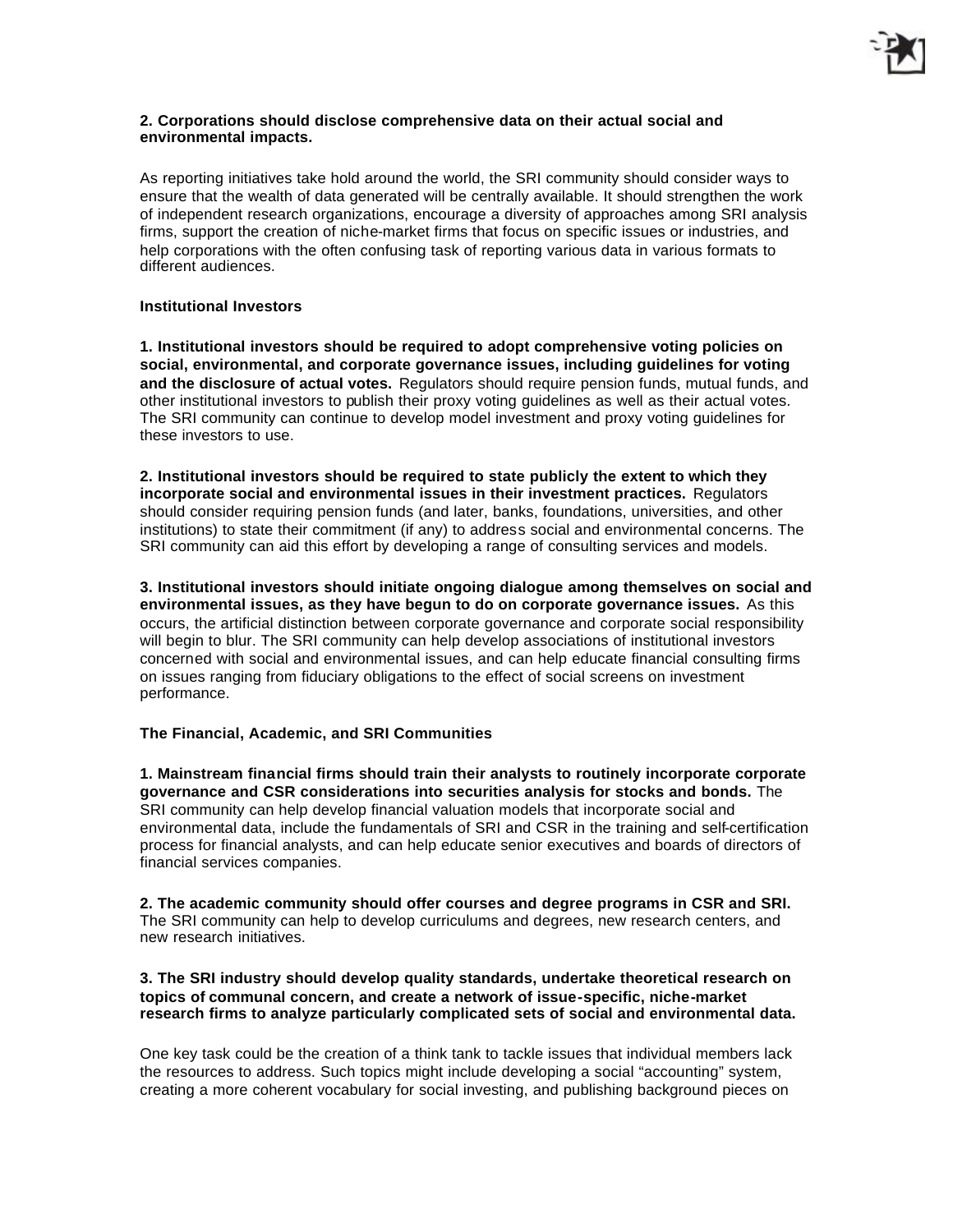**2. Corporations should disclose comprehensive data on their actual social and environmental impacts.**

As reporting initiatives take hold around the world, the SRI community should consider ways to ensure that the wealth of data generated will be centrally available. It should strengthen the work of independent research organizations, encourage a diversity of approaches among SRI analysis firms, support the creation of niche-market firms that focus on specific issues or industries, and help corporations with the often confusing task of reporting various data in various formats to different audiences.

### Institutional Investors

**1. Institutional investors should be required to adopt comprehensive voting policies on social, environmental, and corporate governance issues, including guidelines for voting and the disclosure of actual votes.** Regulators should require pension funds, mutual funds, and other institutional investors to publish their proxy voting guidelines as well as their actual votes. The SRI community can continue to develop model investment and proxy voting guidelines for these investors to use.

**2. Institutional investors should be required to state publicly the extent to which they incorporate social and environmental issues in their investment practices.** Regulators should consider requiring pension funds (and later, banks, foundations, universities, and other institutions) to state their commitment (if any) to address social and environmental concerns. The SRI community can aid this effort by developing a range of consulting services and models.

**3. Institutional investors should initiate ongoing dialogue among themselves on social and environmental issues, as they have begun to do on corporate governance issues.** As this occurs, the artificial distinction between corporate governance and corporate social responsibility will begin to blur. The SRI community can help develop associations of institutional investors concerned with social and environmental issues, and can help educate financial consulting firms on issues ranging from fiduciary obligations to the effect of social screens on investment performance.

### The Financial, Academic, and SRI Communities

**1. Mainstream financial firms should train their analysts to routinely incorporate corporate governance and CSR considerations into securities analysis for stocks and bonds.** The SRI community can help develop financial valuation models that incorporate social and environmental data, include the fundamentals of SRI and CSR in the training and self-certification process for financial analysts, and can help educate senior executives and boards of directors of financial services companies.

**2. The academic community should offer courses and degree programs in CSR and SRI.** The SRI community can help to develop curriculums and degrees, new research centers, and new research initiatives.

**3. The SRI industry should develop quality standards, undertake theoretical research on topics of communal concern, and create a network of issue-specific, niche-market research firms to analyze particularly complicated sets of social and environmental data.**

One key task could be the creation of a think tank to tackle issues that individual members lack the resources to address. Such topics might include developing a social "accounting" system, creating a more coherent vocabulary for social investing, and publishing background pieces on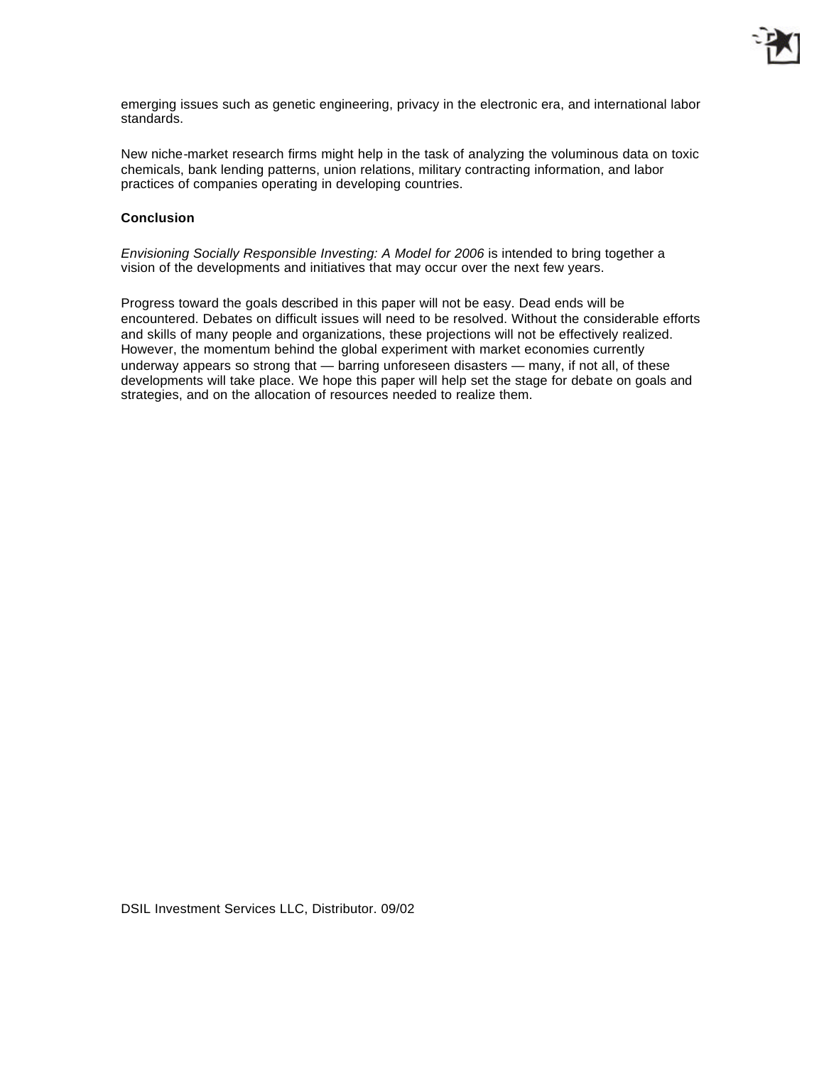emerging issues such as genetic engineering, privacy in the electronic era, and international labor standards.

New niche-market research firms might help in the task of analyzing the voluminous data on toxic chemicals, bank lending patterns, union relations, military contracting information, and labor practices of companies operating in developing countries.

**Conclusion**

*Envisioning Socially Responsible Investing: A Model for 2006* is intended to bring together a vision of the developments and initiatives that may occur over the next few years.

Progress toward the goals described in this paper will not be easy. Dead ends will be encountered. Debates on difficult issues will need to be resolved. Without the considerable efforts and skills of many people and organizations, these projections will not be effectively realized. However, the momentum behind the global experiment with market economies currently underway appears so strong that — barring unforeseen disasters — many, if not all, of these developments will take place. We hope this paper will help set the stage for debate on goals and strategies, and on the allocation of resources needed to realize them.

DSIL Investment Services LLC, Distributor. 09/02